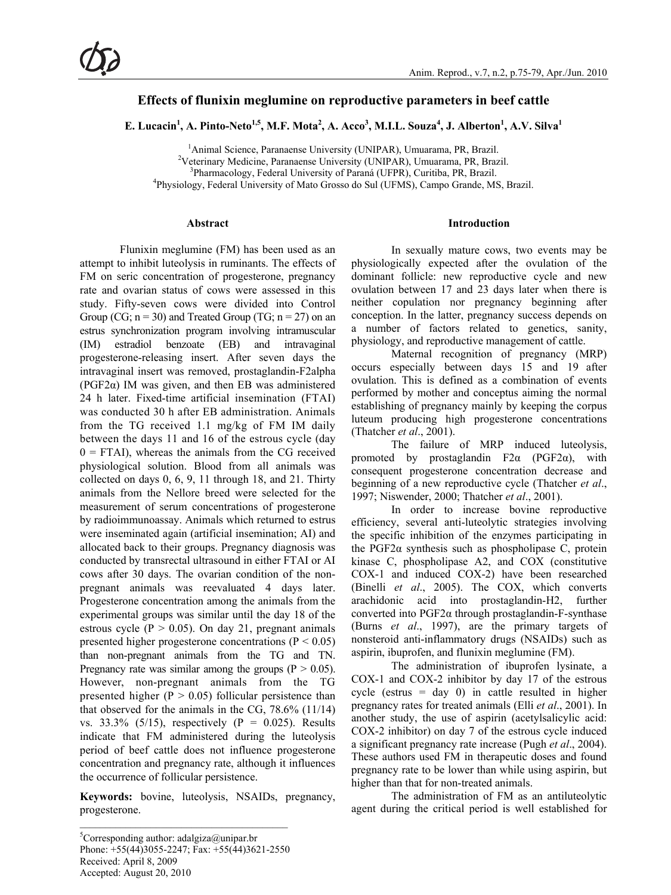# Effects of flunixin meglumine on reproductive parameters in beef cattle

**E. Lucacin[1], A. Pinto-Neto[1,5], M.F. Mota[2], A. Acco[3], M.I.L. Souza[4], J. Alberton[1], A.V. Silva[1]**

[1]Animal Science, Paranaense University (UNIPAR), Umuarama, PR, Brazil.
[2]Veterinary Medicine, Paranaense University (UNIPAR), Umuarama, PR, Brazil.
[3]Pharmacology, Federal University of Paraná (UFPR), Curitiba, PR, Brazil.
[4]Physiology, Federal University of Mato Grosso do Sul (UFMS), Campo Grande, MS, Brazil.

## Abstract

Flunixin meglumine (FM) has been used as an attempt to inhibit luteolysis in ruminants. The effects of FM on seric concentration of progesterone, pregnancy rate and ovarian status of cows were assessed in this study. Fifty-seven cows were divided into Control Group (CG; n = 30) and Treated Group (TG; n = 27) on an estrus synchronization program involving intramuscular (IM) estradiol benzoate (EB) and intravaginal progesterone-releasing insert. After seven days the intravaginal insert was removed, prostaglandin-F2alpha (PGF2α) IM was given, and then EB was administered 24 h later. Fixed-time artificial insemination (FTAI) was conducted 30 h after EB administration. Animals from the TG received 1.1 mg/kg of FM IM daily between the days 11 and 16 of the estrous cycle (day 0 = FTAI), whereas the animals from the CG received physiological solution. Blood from all animals was collected on days 0, 6, 9, 11 through 18, and 21. Thirty animals from the Nellore breed were selected for the measurement of serum concentrations of progesterone by radioimmunoassay. Animals which returned to estrus were inseminated again (artificial insemination; AI) and allocated back to their groups. Pregnancy diagnosis was conducted by transrectal ultrasound in either FTAI or AI cows after 30 days. The ovarian condition of the non-pregnant animals was reevaluated 4 days later. Progesterone concentration among the animals from the experimental groups was similar until the day 18 of the estrous cycle (P > 0.05). On day 21, pregnant animals presented higher progesterone concentrations (P < 0.05) than non-pregnant animals from the TG and TN. Pregnancy rate was similar among the groups (P > 0.05). However, non-pregnant animals from the TG presented higher (P > 0.05) follicular persistence than that observed for the animals in the CG, 78.6% (11/14) vs. 33.3% (5/15), respectively (P = 0.025). Results indicate that FM administered during the luteolysis period of beef cattle does not influence progesterone concentration and pregnancy rate, although it influences the occurrence of follicular persistence.

**Keywords:** bovine, luteolysis, NSAIDs, pregnancy, progesterone.

## Introduction

In sexually mature cows, two events may be physiologically expected after the ovulation of the dominant follicle: new reproductive cycle and new ovulation between 17 and 23 days later when there is neither copulation nor pregnancy beginning after conception. In the latter, pregnancy success depends on a number of factors related to genetics, sanity, physiology, and reproductive management of cattle.

Maternal recognition of pregnancy (MRP) occurs especially between days 15 and 19 after ovulation. This is defined as a combination of events performed by mother and conceptus aiming the normal establishing of pregnancy mainly by keeping the corpus luteum producing high progesterone concentrations (Thatcher *et al*., 2001).

The failure of MRP induced luteolysis, promoted by prostaglandin F2α (PGF2α), with consequent progesterone concentration decrease and beginning of a new reproductive cycle (Thatcher *et al*., 1997; Niswender, 2000; Thatcher *et al*., 2001).

In order to increase bovine reproductive efficiency, several anti-luteolytic strategies involving the specific inhibition of the enzymes participating in the PGF2α synthesis such as phospholipase C, protein kinase C, phospholipase A2, and COX (constitutive COX-1 and induced COX-2) have been researched (Binelli *et al*., 2005). The COX, which converts arachidonic acid into prostaglandin-H2, further converted into PGF2α through prostaglandin-F-synthase (Burns *et al*., 1997), are the primary targets of nonsteroid anti-inflammatory drugs (NSAIDs) such as aspirin, ibuprofen, and flunixin meglumine (FM).

The administration of ibuprofen lysinate, a COX-1 and COX-2 inhibitor by day 17 of the estrous cycle (estrus = day 0) in cattle resulted in higher pregnancy rates for treated animals (Elli *et al*., 2001). In another study, the use of aspirin (acetylsalicylic acid: COX-2 inhibitor) on day 7 of the estrous cycle induced a significant pregnancy rate increase (Pugh *et al*., 2004). These authors used FM in therapeutic doses and found pregnancy rate to be lower than while using aspirin, but higher than that for non-treated animals.

The administration of FM as an antiluteolytic agent during the critical period is well established for

---

[5]Corresponding author: adalgiza@unipar.br
Phone: +55(44)3055-2247; Fax: +55(44)3621-2550
Received: April 8, 2009
Accepted: August 20, 2010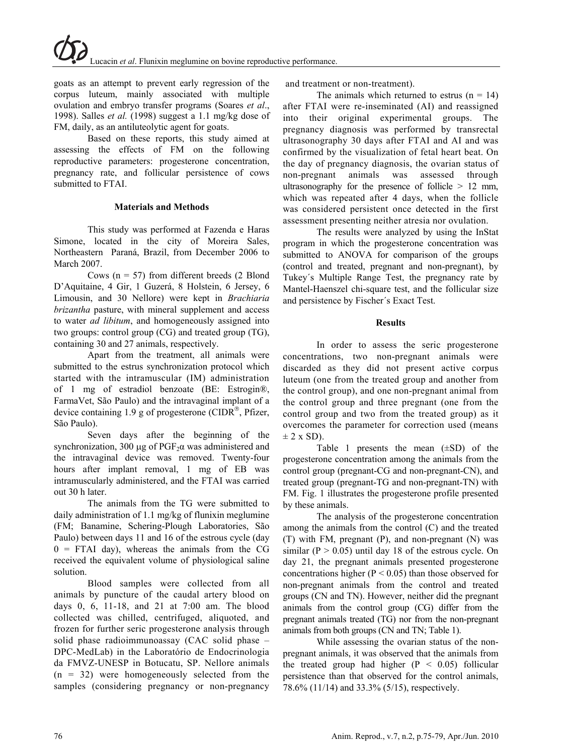goats as an attempt to prevent early regression of the corpus luteum, mainly associated with multiple ovulation and embryo transfer programs (Soares *et al*., 1998). Salles *et al.* (1998) suggest a 1.1 mg/kg dose of FM, daily, as an antiluteolytic agent for goats.

Based on these reports, this study aimed at assessing the effects of FM on the following reproductive parameters: progesterone concentration, pregnancy rate, and follicular persistence of cows submitted to FTAI.

## Materials and Methods

This study was performed at Fazenda e Haras Simone, located in the city of Moreira Sales, Northeastern Paraná, Brazil, from December 2006 to March 2007.

Cows (n = 57) from different breeds (2 Blond D'Aquitaine, 4 Gir, 1 Guzerá, 8 Holstein, 6 Jersey, 6 Limousin, and 30 Nellore) were kept in *Brachiaria brizantha* pasture, with mineral supplement and access to water *ad libitum*, and homogeneously assigned into two groups: control group (CG) and treated group (TG), containing 30 and 27 animals, respectively.

Apart from the treatment, all animals were submitted to the estrus synchronization protocol which started with the intramuscular (IM) administration of 1 mg of estradiol benzoate (BE: Estrogin®, FarmaVet, São Paulo) and the intravaginal implant of a device containing 1.9 g of progesterone (CIDR®, Pfizer, São Paulo).

Seven days after the beginning of the synchronization, 300 μg of $PGF_2\alpha$ was administered and the intravaginal device was removed. Twenty-four hours after implant removal, 1 mg of EB was intramuscularly administered, and the FTAI was carried out 30 h later.

The animals from the TG were submitted to daily administration of 1.1 mg/kg of flunixin meglumine (FM; Banamine, Schering-Plough Laboratories, São Paulo) between days 11 and 16 of the estrous cycle (day 0 = FTAI day), whereas the animals from the CG received the equivalent volume of physiological saline solution.

Blood samples were collected from all animals by puncture of the caudal artery blood on days 0, 6, 11-18, and 21 at 7:00 am. The blood collected was chilled, centrifuged, aliquoted, and frozen for further seric progesterone analysis through solid phase radioimmunoassay (CAC solid phase – DPC-MedLab) in the Laboratório de Endocrinologia da FMVZ-UNESP in Botucatu, SP. Nellore animals (n = 32) were homogeneously selected from the samples (considering pregnancy or non-pregnancy and treatment or non-treatment).

The animals which returned to estrus (n = 14) after FTAI were re-inseminated (AI) and reassigned into their original experimental groups. The pregnancy diagnosis was performed by transrectal ultrasonography 30 days after FTAI and AI and was confirmed by the visualization of fetal heart beat. On the day of pregnancy diagnosis, the ovarian status of non-pregnant animals was assessed through ultrasonography for the presence of follicle > 12 mm, which was repeated after 4 days, when the follicle was considered persistent once detected in the first assessment presenting neither atresia nor ovulation.

The results were analyzed by using the InStat program in which the progesterone concentration was submitted to ANOVA for comparison of the groups (control and treated, pregnant and non-pregnant), by Tukey´s Multiple Range Test, the pregnancy rate by Mantel-Haenszel chi-square test, and the follicular size and persistence by Fischer´s Exact Test.

## Results

In order to assess the seric progesterone concentrations, two non-pregnant animals were discarded as they did not present active corpus luteum (one from the treated group and another from the control group), and one non-pregnant animal from the control group and three pregnant (one from the control group and two from the treated group) as it overcomes the parameter for correction used (means ± 2 x SD).

Table 1 presents the mean (±SD) of the progesterone concentration among the animals from the control group (pregnant-CG and non-pregnant-CN), and treated group (pregnant-TG and non-pregnant-TN) with FM. Fig. 1 illustrates the progesterone profile presented by these animals.

The analysis of the progesterone concentration among the animals from the control (C) and the treated (T) with FM, pregnant (P), and non-pregnant (N) was similar ($P > 0.05$) until day 18 of the estrous cycle. On day 21, the pregnant animals presented progesterone concentrations higher ($P < 0.05$) than those observed for non-pregnant animals from the control and treated groups (CN and TN). However, neither did the pregnant animals from the control group (CG) differ from the pregnant animals treated (TG) nor from the non-pregnant animals from both groups (CN and TN; Table 1).

While assessing the ovarian status of the non-pregnant animals, it was observed that the animals from the treated group had higher ($P < 0.05$) follicular persistence than that observed for the control animals, 78.6% (11/14) and 33.3% (5/15), respectively.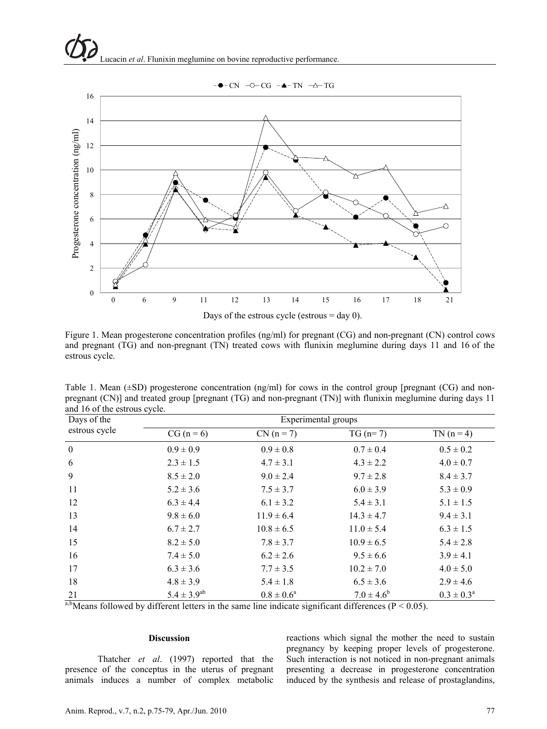- ● - CN –○– CG - ▲ - TN –△– TG

Progesterone concentration (ng/ml)

16
14
12
10
8
6
4
2
0

0 6 9 11 12 13 14 15 16 17 18 21

Days of the estrous cycle (estrous = day 0).

Figure 1. Mean progesterone concentration profiles (ng/ml) for pregnant (CG) and non-pregnant (CN) control cows and pregnant (TG) and non-pregnant (TN) treated cows with flunixin meglumine during days 11 and 16 of the estrous cycle.

Table 1. Mean (±SD) progesterone concentration (ng/ml) for cows in the control group [pregnant (CG) and non-pregnant (CN)] and treated group [pregnant (TG) and non-pregnant (TN)] with flunixin meglumine during days 11 and 16 of the estrous cycle.

| Days of the estrous cycle | Experimental groups | | | |
|---|---|---|---|---|
| | CG (n = 6) | CN (n = 7) | TG (n= 7) | TN (n = 4) |
| 0 | 0.9 ± 0.9 | 0.9 ± 0.8 | 0.7 ± 0.4 | 0.5 ± 0.2 |
| 6 | 2.3 ± 1.5 | 4.7 ± 3.1 | 4.3 ± 2.2 | 4.0 ± 0.7 |
| 9 | 8.5 ± 2.0 | 9.0 ± 2.4 | 9.7 ± 2.8 | 8.4 ± 3.7 |
| 11 | 5.2 ± 3.6 | 7.5 ± 3.7 | 6.0 ± 3.9 | 5.3 ± 0.9 |
| 12 | 6.3 ± 4.4 | 6.1 ± 3.2 | 5.4 ± 3.1 | 5.1 ± 1.5 |
| 13 | 9.8 ± 6.0 | 11.9 ± 6.4 | 14.3 ± 4.7 | 9.4 ± 3.1 |
| 14 | 6.7 ± 2.7 | 10.8 ± 6.5 | 11.0 ± 5.4 | 6.3 ± 1.5 |
| 15 | 8.2 ± 5.0 | 7.8 ± 3.7 | 10.9 ± 6.5 | 5.4 ± 2.8 |
| 16 | 7.4 ± 5.0 | 6.2 ± 2.6 | 9.5 ± 6.6 | 3.9 ± 4.1 |
| 17 | 6.3 ± 3.6 | 7.7 ± 3.5 | 10.2 ± 7.0 | 4.0 ± 5.0 |
| 18 | 4.8 ± 3.9 | 5.4 ± 1.8 | 6.5 ± 3.6 | 2.9 ± 4.6 |
| 21 | 5.4 ± 3.9[ab] | 0.8 ± 0.6[a] | 7.0 ± 4.6[b] | 0.3 ± 0.3[a] |

[a,b]Means followed by different letters in the same line indicate significant differences ($P < 0.05$).

## Discussion

Thatcher *et al*. (1997) reported that the presence of the conceptus in the uterus of pregnant animals induces a number of complex metabolic reactions which signal the mother the need to sustain pregnancy by keeping proper levels of progesterone. Such interaction is not noticed in non-pregnant animals presenting a decrease in progesterone concentration induced by the synthesis and release of prostaglandins,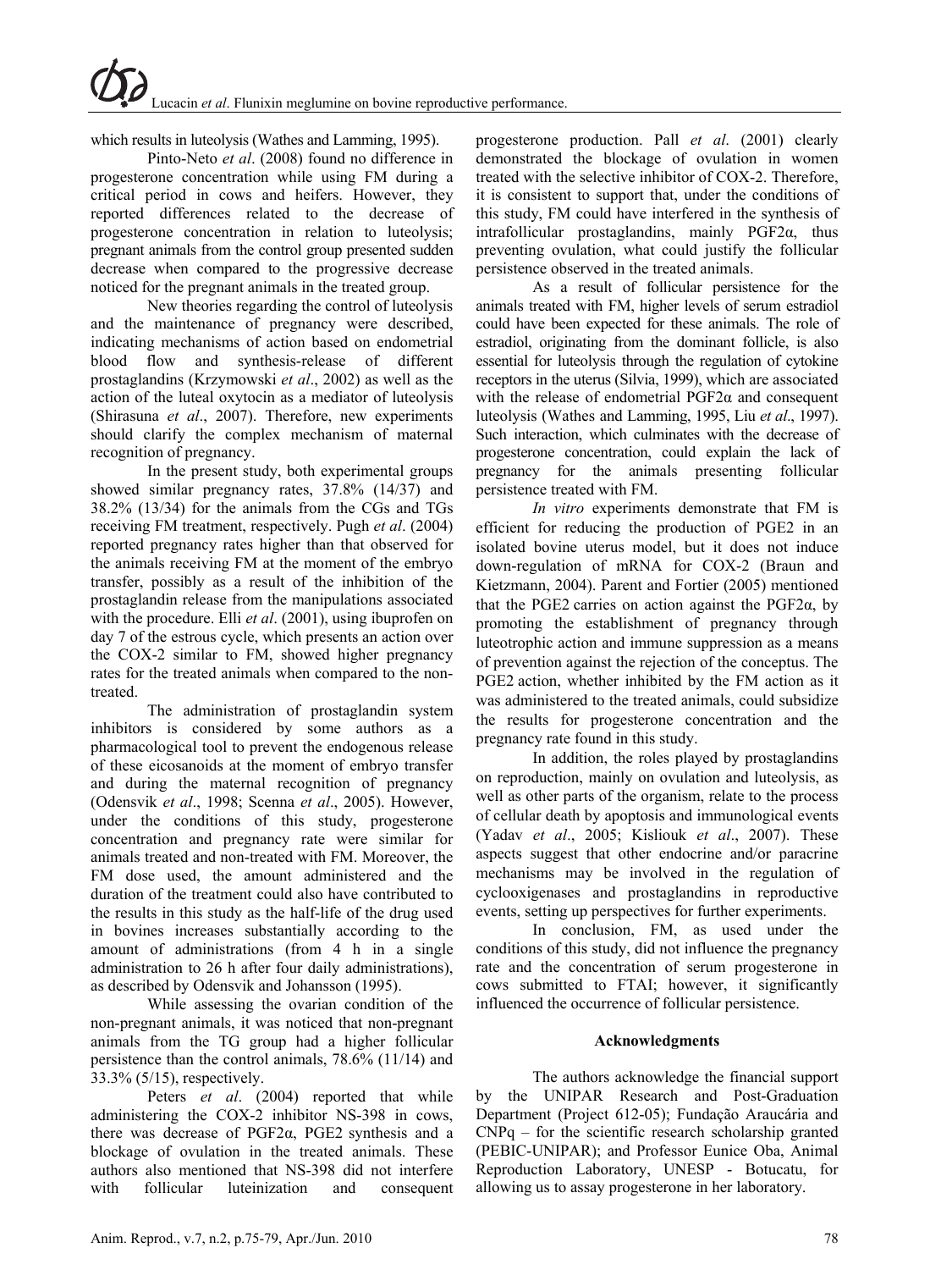which results in luteolysis (Wathes and Lamming, 1995).

Pinto-Neto *et al*. (2008) found no difference in progesterone concentration while using FM during a critical period in cows and heifers. However, they reported differences related to the decrease of progesterone concentration in relation to luteolysis; pregnant animals from the control group presented sudden decrease when compared to the progressive decrease noticed for the pregnant animals in the treated group.

New theories regarding the control of luteolysis and the maintenance of pregnancy were described, indicating mechanisms of action based on endometrial blood flow and synthesis-release of different prostaglandins (Krzymowski *et al*., 2002) as well as the action of the luteal oxytocin as a mediator of luteolysis (Shirasuna *et al*., 2007). Therefore, new experiments should clarify the complex mechanism of maternal recognition of pregnancy.

In the present study, both experimental groups showed similar pregnancy rates, 37.8% (14/37) and 38.2% (13/34) for the animals from the CGs and TGs receiving FM treatment, respectively. Pugh *et al*. (2004) reported pregnancy rates higher than that observed for the animals receiving FM at the moment of the embryo transfer, possibly as a result of the inhibition of the prostaglandin release from the manipulations associated with the procedure. Elli *et al*. (2001), using ibuprofen on day 7 of the estrous cycle, which presents an action over the COX-2 similar to FM, showed higher pregnancy rates for the treated animals when compared to the non-treated.

The administration of prostaglandin system inhibitors is considered by some authors as a pharmacological tool to prevent the endogenous release of these eicosanoids at the moment of embryo transfer and during the maternal recognition of pregnancy (Odensvik *et al*., 1998; Scenna *et al*., 2005). However, under the conditions of this study, progesterone concentration and pregnancy rate were similar for animals treated and non-treated with FM. Moreover, the FM dose used, the amount administered and the duration of the treatment could also have contributed to the results in this study as the half-life of the drug used in bovines increases substantially according to the amount of administrations (from 4 h in a single administration to 26 h after four daily administrations), as described by Odensvik and Johansson (1995).

While assessing the ovarian condition of the non-pregnant animals, it was noticed that non-pregnant animals from the TG group had a higher follicular persistence than the control animals, 78.6% (11/14) and 33.3% (5/15), respectively.

Peters *et al*. (2004) reported that while administering the COX-2 inhibitor NS-398 in cows, there was decrease of PGF2α, PGE2 synthesis and a blockage of ovulation in the treated animals. These authors also mentioned that NS-398 did not interfere with follicular luteinization and consequent progesterone production. Pall *et al*. (2001) clearly demonstrated the blockage of ovulation in women treated with the selective inhibitor of COX-2. Therefore, it is consistent to support that, under the conditions of this study, FM could have interfered in the synthesis of intrafollicular prostaglandins, mainly PGF2α, thus preventing ovulation, what could justify the follicular persistence observed in the treated animals.

As a result of follicular persistence for the animals treated with FM, higher levels of serum estradiol could have been expected for these animals. The role of estradiol, originating from the dominant follicle, is also essential for luteolysis through the regulation of cytokine receptors in the uterus (Silvia, 1999), which are associated with the release of endometrial PGF2α and consequent luteolysis (Wathes and Lamming, 1995, Liu *et al*., 1997). Such interaction, which culminates with the decrease of progesterone concentration, could explain the lack of pregnancy for the animals presenting follicular persistence treated with FM.

*In vitro* experiments demonstrate that FM is efficient for reducing the production of PGE2 in an isolated bovine uterus model, but it does not induce down-regulation of mRNA for COX-2 (Braun and Kietzmann, 2004). Parent and Fortier (2005) mentioned that the PGE2 carries on action against the PGF2α, by promoting the establishment of pregnancy through luteotrophic action and immune suppression as a means of prevention against the rejection of the conceptus. The PGE2 action, whether inhibited by the FM action as it was administered to the treated animals, could subsidize the results for progesterone concentration and the pregnancy rate found in this study.

In addition, the roles played by prostaglandins on reproduction, mainly on ovulation and luteolysis, as well as other parts of the organism, relate to the process of cellular death by apoptosis and immunological events (Yadav *et al*., 2005; Kisliouk *et al*., 2007). These aspects suggest that other endocrine and/or paracrine mechanisms may be involved in the regulation of cyclooxigenases and prostaglandins in reproductive events, setting up perspectives for further experiments.

In conclusion, FM, as used under the conditions of this study, did not influence the pregnancy rate and the concentration of serum progesterone in cows submitted to FTAI; however, it significantly influenced the occurrence of follicular persistence.

**Acknowledgments**

The authors acknowledge the financial support by the UNIPAR Research and Post-Graduation Department (Project 612-05); Fundação Araucária and CNPq – for the scientific research scholarship granted (PEBIC-UNIPAR); and Professor Eunice Oba, Animal Reproduction Laboratory, UNESP - Botucatu, for allowing us to assay progesterone in her laboratory.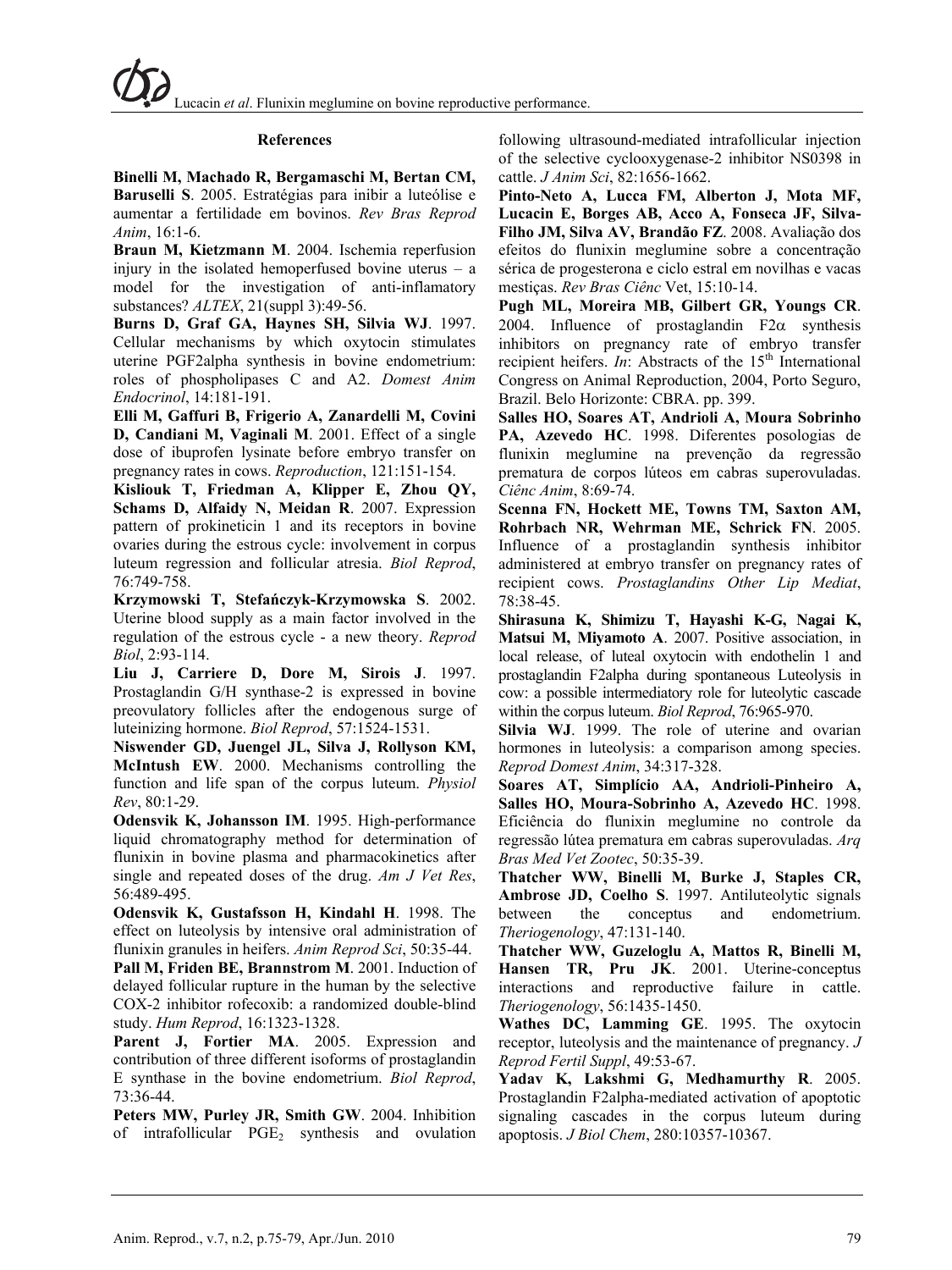### References

**Binelli M, Machado R, Bergamaschi M, Bertan CM, Baruselli S**. 2005. Estratégias para inibir a luteólise e aumentar a fertilidade em bovinos. *Rev Bras Reprod Anim*, 16:1-6.

**Braun M, Kietzmann M**. 2004. Ischemia reperfusion injury in the isolated hemoperfused bovine uterus – a model for the investigation of anti-inflamatory substances? *ALTEX*, 21(suppl 3):49-56.

**Burns D, Graf GA, Haynes SH, Silvia WJ**. 1997. Cellular mechanisms by which oxytocin stimulates uterine PGF2alpha synthesis in bovine endometrium: roles of phospholipases C and A2. *Domest Anim Endocrinol*, 14:181-191.

**Elli M, Gaffuri B, Frigerio A, Zanardelli M, Covini D, Candiani M, Vaginali M**. 2001. Effect of a single dose of ibuprofen lysinate before embryo transfer on pregnancy rates in cows. *Reproduction*, 121:151-154.

**Kisliouk T, Friedman A, Klipper E, Zhou QY, Schams D, Alfaidy N, Meidan R**. 2007. Expression pattern of prokineticin 1 and its receptors in bovine ovaries during the estrous cycle: involvement in corpus luteum regression and follicular atresia. *Biol Reprod*, 76:749-758.

**Krzymowski T, Stefańczyk-Krzymowska S**. 2002. Uterine blood supply as a main factor involved in the regulation of the estrous cycle - a new theory. *Reprod Biol*, 2:93-114.

**Liu J, Carriere D, Dore M, Sirois J**. 1997. Prostaglandin G/H synthase-2 is expressed in bovine preovulatory follicles after the endogenous surge of luteinizing hormone. *Biol Reprod*, 57:1524-1531.

**Niswender GD, Juengel JL, Silva J, Rollyson KM, McIntush EW**. 2000. Mechanisms controlling the function and life span of the corpus luteum. *Physiol Rev*, 80:1-29.

**Odensvik K, Johansson IM**. 1995. High-performance liquid chromatography method for determination of flunixin in bovine plasma and pharmacokinetics after single and repeated doses of the drug. *Am J Vet Res*, 56:489-495.

**Odensvik K, Gustafsson H, Kindahl H**. 1998. The effect on luteolysis by intensive oral administration of flunixin granules in heifers. *Anim Reprod Sci*, 50:35-44.

**Pall M, Friden BE, Brannstrom M**. 2001. Induction of delayed follicular rupture in the human by the selective COX-2 inhibitor rofecoxib: a randomized double-blind study. *Hum Reprod*, 16:1323-1328.

**Parent J, Fortier MA**. 2005. Expression and contribution of three different isoforms of prostaglandin E synthase in the bovine endometrium. *Biol Reprod*, 73:36-44.

**Peters MW, Purley JR, Smith GW**. 2004. Inhibition of intrafollicular $PGE_2$ synthesis and ovulation following ultrasound-mediated intrafollicular injection of the selective cyclooxygenase-2 inhibitor NS0398 in cattle. *J Anim Sci*, 82:1656-1662.

**Pinto-Neto A, Lucca FM, Alberton J, Mota MF, Lucacin E, Borges AB, Acco A, Fonseca JF, Silva-Filho JM, Silva AV, Brandão FZ**. 2008. Avaliação dos efeitos do flunixin meglumine sobre a concentração sérica de progesterona e ciclo estral em novilhas e vacas mestiças. *Rev Bras Ciênc* Vet, 15:10-14.

**Pugh ML, Moreira MB, Gilbert GR, Youngs CR**. 2004. Influence of prostaglandin F2$\alpha$ synthesis inhibitors on pregnancy rate of embryo transfer recipient heifers. *In*: Abstracts of the 15th International Congress on Animal Reproduction, 2004, Porto Seguro, Brazil. Belo Horizonte: CBRA. pp. 399.

**Salles HO, Soares AT, Andrioli A, Moura Sobrinho PA, Azevedo HC**. 1998. Diferentes posologias de flunixin meglumine na prevenção da regressão prematura de corpos lúteos em cabras superovuladas. *Ciênc Anim*, 8:69-74.

**Scenna FN, Hockett ME, Towns TM, Saxton AM, Rohrbach NR, Wehrman ME, Schrick FN**. 2005. Influence of a prostaglandin synthesis inhibitor administered at embryo transfer on pregnancy rates of recipient cows. *Prostaglandins Other Lip Mediat*, 78:38-45.

**Shirasuna K, Shimizu T, Hayashi K-G, Nagai K, Matsui M, Miyamoto A**. 2007. Positive association, in local release, of luteal oxytocin with endothelin 1 and prostaglandin F2alpha during spontaneous Luteolysis in cow: a possible intermediatory role for luteolytic cascade within the corpus luteum. *Biol Reprod*, 76:965-970.

**Silvia WJ**. 1999. The role of uterine and ovarian hormones in luteolysis: a comparison among species. *Reprod Domest Anim*, 34:317-328.

**Soares AT, Simplício AA, Andrioli-Pinheiro A, Salles HO, Moura-Sobrinho A, Azevedo HC**. 1998. Eficiência do flunixin meglumine no controle da regressão lútea prematura em cabras superovuladas. *Arq Bras Med Vet Zootec*, 50:35-39.

**Thatcher WW, Binelli M, Burke J, Staples CR, Ambrose JD, Coelho S**. 1997. Antiluteolytic signals between the conceptus and endometrium. *Theriogenology*, 47:131-140.

**Thatcher WW, Guzeloglu A, Mattos R, Binelli M, Hansen TR, Pru JK**. 2001. Uterine-conceptus interactions and reproductive failure in cattle. *Theriogenology*, 56:1435-1450.

**Wathes DC, Lamming GE**. 1995. The oxytocin receptor, luteolysis and the maintenance of pregnancy. *J Reprod Fertil Suppl*, 49:53-67.

**Yadav K, Lakshmi G, Medhamurthy R**. 2005. Prostaglandin F2alpha-mediated activation of apoptotic signaling cascades in the corpus luteum during apoptosis. *J Biol Chem*, 280:10357-10367.